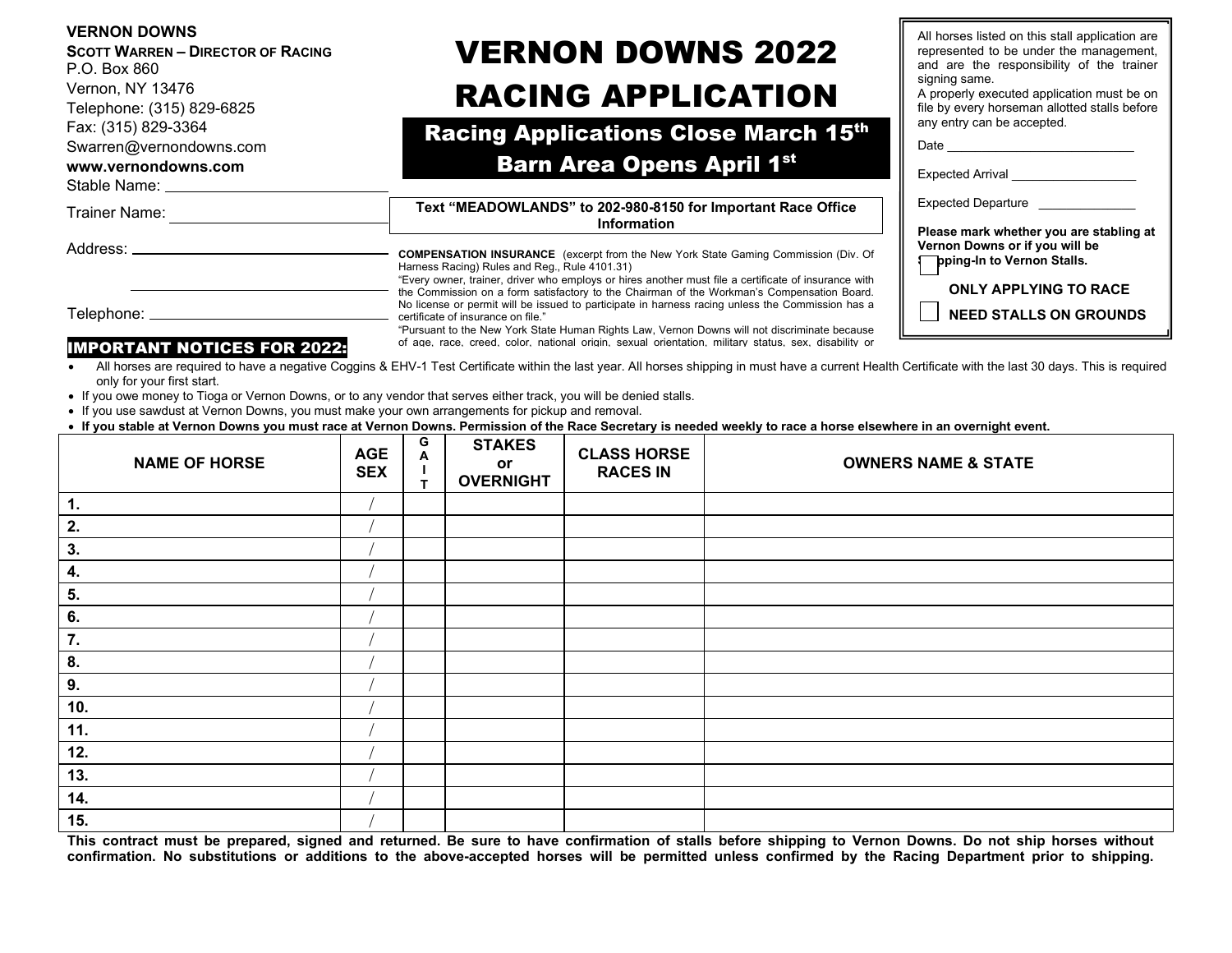**VERNON DOWNS**
**SCOTT WARREN – DIRECTOR OF RACING**
P.O. Box 860
Vernon, NY 13476
Telephone: (315) 829-6825
Fax: (315) 829-3364
Swarren@vernondowns.com
**www.vernondowns.com**

Stable Name: ______________________

Trainer Name: ______________________

Address: ______________________

______________________

Telephone: ______________________

# VERNON DOWNS 2022 RACING APPLICATION

## Racing Applications Close March 15th
## Barn Area Opens April 1st

**Text "MEADOWLANDS" to 202-980-8150 for Important Race Office Information**

**COMPENSATION INSURANCE** (excerpt from the New York State Gaming Commission (Div. Of Harness Racing) Rules and Reg., Rule 4101.31)
"Every owner, trainer, driver who employs or hires another must file a certificate of insurance with the Commission on a form satisfactory to the Chairman of the Workman's Compensation Board. No license or permit will be issued to participate in harness racing unless the Commission has a certificate of insurance on file."
"Pursuant to the New York State Human Rights Law, Vernon Downs will not discriminate because of age, race, creed, color, national origin, sexual orientation, military status, sex, disability or

All horses listed on this stall application are represented to be under the management, and are the responsibility of the trainer signing same.
A properly executed application must be on file by every horseman allotted stalls before any entry can be accepted.

Date ______________________

Expected Arrival ______________________

Expected Departure ______________________

**Please mark whether you are stabling at Vernon Downs or if you will be Shipping-In to Vernon Stalls.**

☐ **ONLY APPLYING TO RACE**

☐ **NEED STALLS ON GROUNDS**

## IMPORTANT NOTICES FOR 2022:

- All horses are required to have a negative Coggins & EHV-1 Test Certificate within the last year. All horses shipping in must have a current Health Certificate with the last 30 days. This is required only for your first start.
- If you owe money to Tioga or Vernon Downs, or to any vendor that serves either track, you will be denied stalls.
- If you use sawdust at Vernon Downs, you must make your own arrangements for pickup and removal.
- **If you stable at Vernon Downs you must race at Vernon Downs. Permission of the Race Secretary is needed weekly to race a horse elsewhere in an overnight event.**

| NAME OF HORSE | AGE SEX | GAIT | STAKES or OVERNIGHT | CLASS HORSE RACES IN | OWNERS NAME & STATE |
|---|---|---|---|---|---|
| 1. | / | | | | |
| 2. | / | | | | |
| 3. | / | | | | |
| 4. | / | | | | |
| 5. | / | | | | |
| 6. | / | | | | |
| 7. | / | | | | |
| 8. | / | | | | |
| 9. | / | | | | |
| 10. | / | | | | |
| 11. | / | | | | |
| 12. | / | | | | |
| 13. | / | | | | |
| 14. | / | | | | |
| 15. | / | | | | |

**This contract must be prepared, signed and returned. Be sure to have confirmation of stalls before shipping to Vernon Downs. Do not ship horses without confirmation. No substitutions or additions to the above-accepted horses will be permitted unless confirmed by the Racing Department prior to shipping.**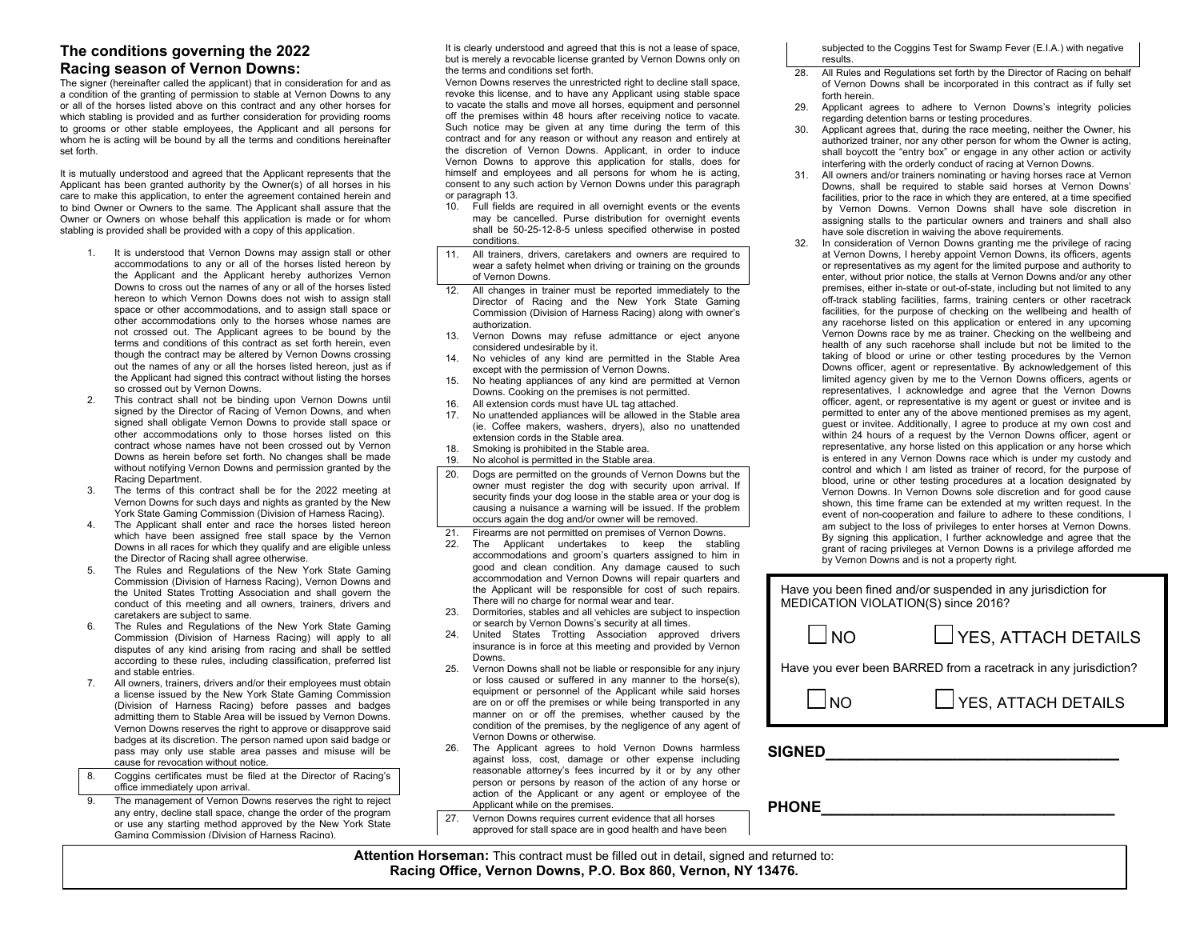## The conditions governing the 2022 Racing season of Vernon Downs:

The signer (hereinafter called the applicant) that in consideration for and as a condition of the granting of permission to stable at Vernon Downs to any or all of the horses listed above on this contract and any other horses for which stabling is provided and as further consideration for providing rooms to grooms or other stable employees, the Applicant and all persons for whom he is acting will be bound by all the terms and conditions hereinafter set forth.

It is mutually understood and agreed that the Applicant represents that the Applicant has been granted authority by the Owner(s) of all horses in his care to make this application, to enter the agreement contained herein and to bind Owner or Owners to the same. The Applicant shall assure that the Owner or Owners on whose behalf this application is made or for whom stabling is provided shall be provided with a copy of this application.

1. It is understood that Vernon Downs may assign stall or other accommodations to any or all of the horses listed hereon by the Applicant and the Applicant hereby authorizes Vernon Downs to cross out the names of any or all of the horses listed hereon to which Vernon Downs does not wish to assign stall space or other accommodations, and to assign stall space or other accommodations only to the horses whose names are not crossed out. The Applicant agrees to be bound by the terms and conditions of this contract as set forth herein, even though the contract may be altered by Vernon Downs crossing out the names of any or all the horses listed hereon, just as if the Applicant had signed this contract without listing the horses so crossed out by Vernon Downs.
2. This contract shall not be binding upon Vernon Downs until signed by the Director of Racing of Vernon Downs, and when signed shall obligate Vernon Downs to provide stall space or other accommodations only to those horses listed on this contract whose names have not been crossed out by Vernon Downs as herein before set forth. No changes shall be made without notifying Vernon Downs and permission granted by the Racing Department.
3. The terms of this contract shall be for the 2022 meeting at Vernon Downs for such days and nights as granted by the New York State Gaming Commission (Division of Harness Racing).
4. The Applicant shall enter and race the horses listed hereon which have been assigned free stall space by the Vernon Downs in all races for which they qualify and are eligible unless the Director of Racing shall agree otherwise.
5. The Rules and Regulations of the New York State Gaming Commission (Division of Harness Racing), Vernon Downs and the United States Trotting Association and shall govern the conduct of this meeting and all owners, trainers, drivers and caretakers are subject to same.
6. The Rules and Regulations of the New York State Gaming Commission (Division of Harness Racing) will apply to all disputes of any kind arising from racing and shall be settled according to these rules, including classification, preferred list and stable entries.
7. All owners, trainers, drivers and/or their employees must obtain a license issued by the New York State Gaming Commission (Division of Harness Racing) before passes and badges admitting them to Stable Area will be issued by Vernon Downs. Vernon Downs reserves the right to approve or disapprove said badges at its discretion. The person named upon said badge or pass may only use stable area passes and misuse will be cause for revocation without notice.
8. Coggins certificates must be filed at the Director of Racing's office immediately upon arrival.
9. The management of Vernon Downs reserves the right to reject any entry, decline stall space, change the order of the program or use any starting method approved by the New York State Gaming Commission (Division of Harness Racing).

It is clearly understood and agreed that this is not a lease of space, but is merely a revocable license granted by Vernon Downs only on the terms and conditions set forth.

Vernon Downs reserves the unrestricted right to decline stall space, revoke this license, and to have any Applicant using stable space to vacate the stalls and move all horses, equipment and personnel off the premises within 48 hours after receiving notice to vacate. Such notice may be given at any time during the term of this contract and for any reason or without any reason and entirely at the discretion of Vernon Downs. Applicant, in order to induce Vernon Downs to approve this application for stalls, does for himself and employees and all persons for whom he is acting, consent to any such action by Vernon Downs under this paragraph or paragraph 13.

10. Full fields are required in all overnight events or the events may be cancelled. Purse distribution for overnight events shall be 50-25-12-8-5 unless specified otherwise in posted conditions.
11. All trainers, drivers, caretakers and owners are required to wear a safety helmet when driving or training on the grounds of Vernon Downs.
12. All changes in trainer must be reported immediately to the Director of Racing and the New York State Gaming Commission (Division of Harness Racing) along with owner's authorization.
13. Vernon Downs may refuse admittance or eject anyone considered undesirable by it.
14. No vehicles of any kind are permitted in the Stable Area except with the permission of Vernon Downs.
15. No heating appliances of any kind are permitted at Vernon Downs. Cooking on the premises is not permitted.
16. All extension cords must have UL tag attached.
17. No unattended appliances will be allowed in the Stable area (ie. Coffee makers, washers, dryers), also no unattended extension cords in the Stable area.
18. Smoking is prohibited in the Stable area.
19. No alcohol is permitted in the Stable area.
20. Dogs are permitted on the grounds of Vernon Downs but the owner must register the dog with security upon arrival. If security finds your dog loose in the stable area or your dog is causing a nuisance a warning will be issued. If the problem occurs again the dog and/or owner will be removed.
21. Firearms are not permitted on premises of Vernon Downs.
22. The Applicant undertakes to keep the stabling accommodations and groom's quarters assigned to him in good and clean condition. Any damage caused to such accommodation and Vernon Downs will repair quarters and the Applicant will be responsible for cost of such repairs. There will no charge for normal wear and tear.
23. Dormitories, stables and all vehicles are subject to inspection or search by Vernon Downs's security at all times.
24. United States Trotting Association approved drivers insurance is in force at this meeting and provided by Vernon Downs.
25. Vernon Downs shall not be liable or responsible for any injury or loss caused or suffered in any manner to the horse(s), equipment or personnel of the Applicant while said horses are on or off the premises or while being transported in any manner on or off the premises, whether caused by the condition of the premises, by the negligence of any agent of Vernon Downs or otherwise.
26. The Applicant agrees to hold Vernon Downs harmless against loss, cost, damage or other expense including reasonable attorney's fees incurred by it or by any other person or persons by reason of the action of any horse or action of the Applicant or any agent or employee of the Applicant while on the premises.
27. Vernon Downs requires current evidence that all horses approved for stall space are in good health and have been subjected to the Coggins Test for Swamp Fever (E.I.A.) with negative results.
28. All Rules and Regulations set forth by the Director of Racing on behalf of Vernon Downs shall be incorporated in this contract as if fully set forth herein.
29. Applicant agrees to adhere to Vernon Downs's integrity policies regarding detention barns or testing procedures.
30. Applicant agrees that, during the race meeting, neither the Owner, his authorized trainer, nor any other person for whom the Owner is acting, shall boycott the "entry box" or engage in any other action or activity interfering with the orderly conduct of racing at Vernon Downs.
31. All owners and/or trainers nominating or having horses race at Vernon Downs, shall be required to stable said horses at Vernon Downs' facilities, prior to the race in which they are entered, at a time specified by Vernon Downs. Vernon Downs shall have sole discretion in assigning stalls to the particular owners and trainers and shall also have sole discretion in waiving the above requirements.
32. In consideration of Vernon Downs granting me the privilege of racing at Vernon Downs, I hereby appoint Vernon Downs, its officers, agents or representatives as my agent for the limited purpose and authority to enter, without prior notice, the stalls at Vernon Downs and/or any other premises, either in-state or out-of-state, including but not limited to any off-track stabling facilities, farms, training centers or other racetrack facilities, for the purpose of checking on the wellbeing and health of any racehorse listed on this application or entered in any upcoming Vernon Downs race by me as trainer. Checking on the wellbeing and health of any such racehorse shall include but not be limited to the taking of blood or urine or other testing procedures by the Vernon Downs officer, agent or representative. By acknowledgement of this limited agency given by me to the Vernon Downs officers, agents or representatives, I acknowledge and agree that the Vernon Downs officer, agent, or representative is my agent or guest or invitee and is permitted to enter any of the above mentioned premises as my agent, guest or invitee. Additionally, I agree to produce at my own cost and within 24 hours of a request by the Vernon Downs officer, agent or representative, any horse listed on this application or any horse which is entered in any Vernon Downs race which is under my custody and control and which I am listed as trainer of record, for the purpose of blood, urine or other testing procedures at a location designated by Vernon Downs. In Vernon Downs sole discretion and for good cause shown, this time frame can be extended at my written request. In the event of non-cooperation and failure to adhere to these conditions, I am subject to the loss of privileges to enter horses at Vernon Downs. By signing this application, I further acknowledge and agree that the grant of racing privileges at Vernon Downs is a privilege afforded me by Vernon Downs and is not a property right.

Have you been fined and/or suspended in any jurisdiction for MEDICATION VIOLATION(S) since 2016?

☐ NO ☐ YES, ATTACH DETAILS

Have you ever been BARRED from a racetrack in any jurisdiction?

☐ NO ☐ YES, ATTACH DETAILS

**SIGNED**\_\_\_\_\_\_\_\_\_\_\_\_\_\_\_\_\_\_\_\_\_\_\_\_\_\_\_\_\_\_\_\_

**PHONE**\_\_\_\_\_\_\_\_\_\_\_\_\_\_\_\_\_\_\_\_\_\_\_\_\_\_\_\_\_\_\_\_

**Attention Horseman:** This contract must be filled out in detail, signed and returned to:
**Racing Office, Vernon Downs, P.O. Box 860, Vernon, NY 13476.**